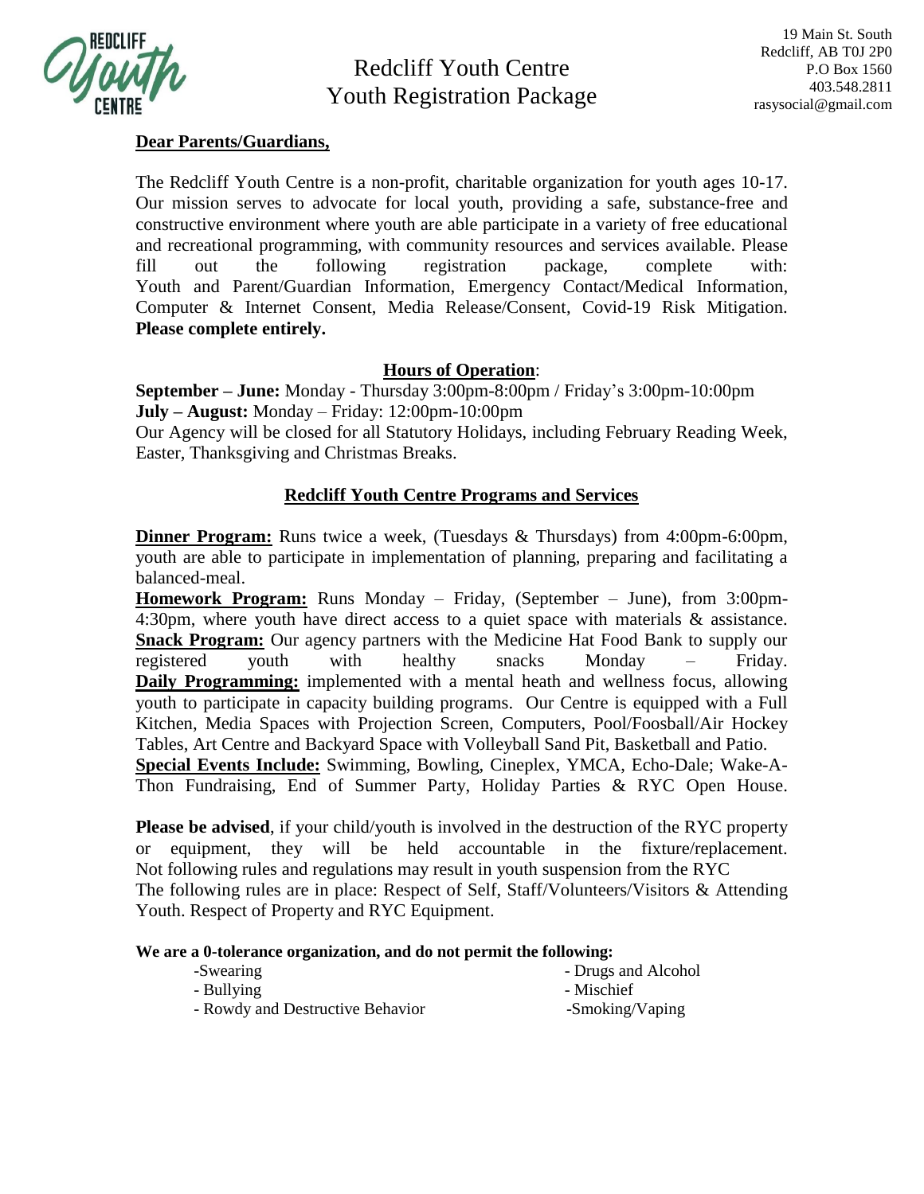# Redcliff Youth Centre
# Youth Registration Package

19 Main St. South
Redcliff, AB T0J 2P0
P.O Box 1560
403.548.2811
rasysocial@gmail.com

**Dear Parents/Guardians,**

The Redcliff Youth Centre is a non-profit, charitable organization for youth ages 10-17. Our mission serves to advocate for local youth, providing a safe, substance-free and constructive environment where youth are able participate in a variety of free educational and recreational programming, with community resources and services available. Please fill out the following registration package, complete with: Youth and Parent/Guardian Information, Emergency Contact/Medical Information, Computer & Internet Consent, Media Release/Consent, Covid-19 Risk Mitigation. **Please complete entirely.**

## Hours of Operation:

**September – June:** Monday - Thursday 3:00pm-8:00pm / Friday's 3:00pm-10:00pm
**July – August:** Monday – Friday: 12:00pm-10:00pm
Our Agency will be closed for all Statutory Holidays, including February Reading Week, Easter, Thanksgiving and Christmas Breaks.

## Redcliff Youth Centre Programs and Services

**Dinner Program:** Runs twice a week, (Tuesdays & Thursdays) from 4:00pm-6:00pm, youth are able to participate in implementation of planning, preparing and facilitating a balanced-meal.
**Homework Program:** Runs Monday – Friday, (September – June), from 3:00pm-4:30pm, where youth have direct access to a quiet space with materials & assistance.
**Snack Program:** Our agency partners with the Medicine Hat Food Bank to supply our registered youth with healthy snacks Monday – Friday.
**Daily Programming:** implemented with a mental heath and wellness focus, allowing youth to participate in capacity building programs. Our Centre is equipped with a Full Kitchen, Media Spaces with Projection Screen, Computers, Pool/Foosball/Air Hockey Tables, Art Centre and Backyard Space with Volleyball Sand Pit, Basketball and Patio.
**Special Events Include:** Swimming, Bowling, Cineplex, YMCA, Echo-Dale; Wake-A-Thon Fundraising, End of Summer Party, Holiday Parties & RYC Open House.

**Please be advised**, if your child/youth is involved in the destruction of the RYC property or equipment, they will be held accountable in the fixture/replacement. Not following rules and regulations may result in youth suspension from the RYC
The following rules are in place: Respect of Self, Staff/Volunteers/Visitors & Attending Youth. Respect of Property and RYC Equipment.

**We are a 0-tolerance organization, and do not permit the following:**

- Swearing
- Bullying
- Rowdy and Destructive Behavior
- Drugs and Alcohol
- Mischief
- Smoking/Vaping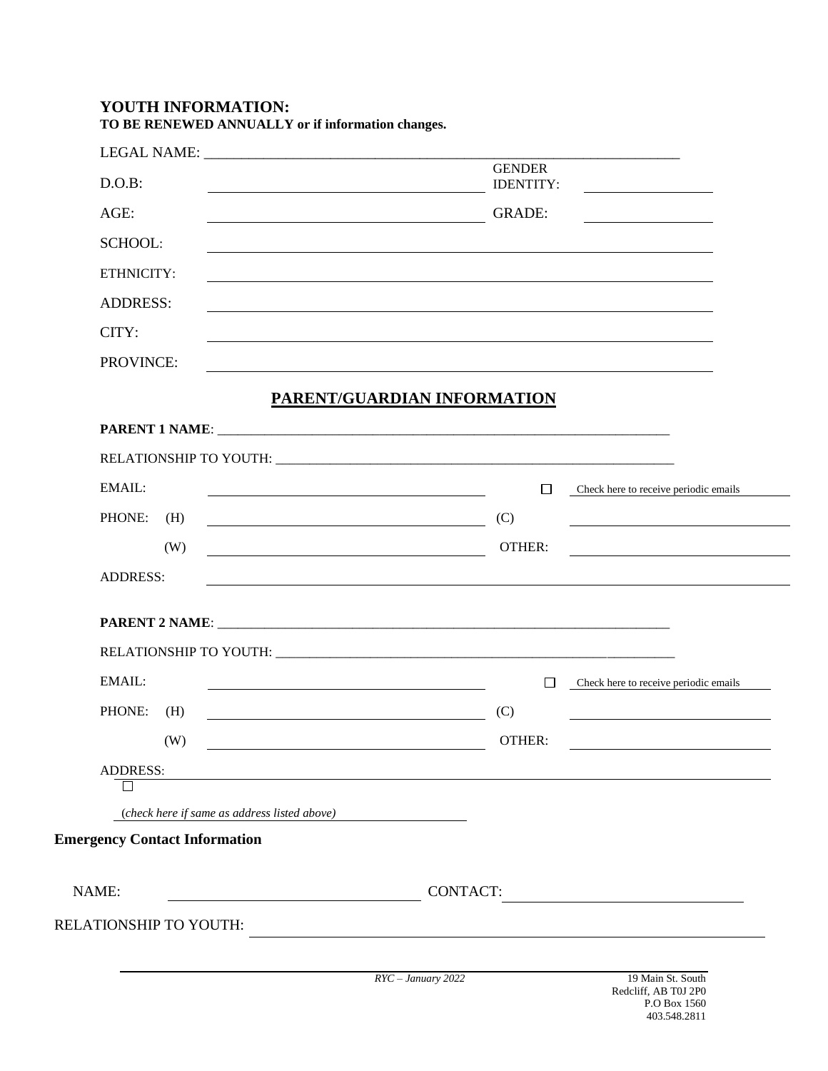## YOUTH INFORMATION:

**TO BE RENEWED ANNUALLY or if information changes.**

LEGAL NAME: ___________________________________________________________________

D.O.B: ______________________________ GENDER IDENTITY: ______________

AGE: ______________________________ GRADE: ______________

SCHOOL: ___________________________________________________________________

ETHNICITY: ___________________________________________________________________

ADDRESS: ___________________________________________________________________

CITY: ___________________________________________________________________

PROVINCE: ___________________________________________________________________

## PARENT/GUARDIAN INFORMATION

**PARENT 1 NAME**: ___________________________________________________________________

RELATIONSHIP TO YOUTH: ___________________________________________________________

EMAIL: ______________________________ ☐ Check here to receive periodic emails

PHONE: (H) ______________________________ (C) ______________________________

(W) ______________________________ OTHER: ______________________________

ADDRESS: ___________________________________________________________________

**PARENT 2 NAME**: ___________________________________________________________________

RELATIONSHIP TO YOUTH: ___________________________________________________________

EMAIL: ______________________________ ☐ Check here to receive periodic emails

PHONE: (H) ______________________________ (C) ______________________________

(W) ______________________________ OTHER: ______________________________

ADDRESS: ___________________________________________________________________

☐ *(check here if same as address listed above)*

**Emergency Contact Information**

NAME: ______________________________ CONTACT: ______________________________

RELATIONSHIP TO YOUTH: ___________________________________________________________

*RYC – January 2022*

19 Main St. South
Redcliff, AB T0J 2P0
P.O Box 1560
403.548.2811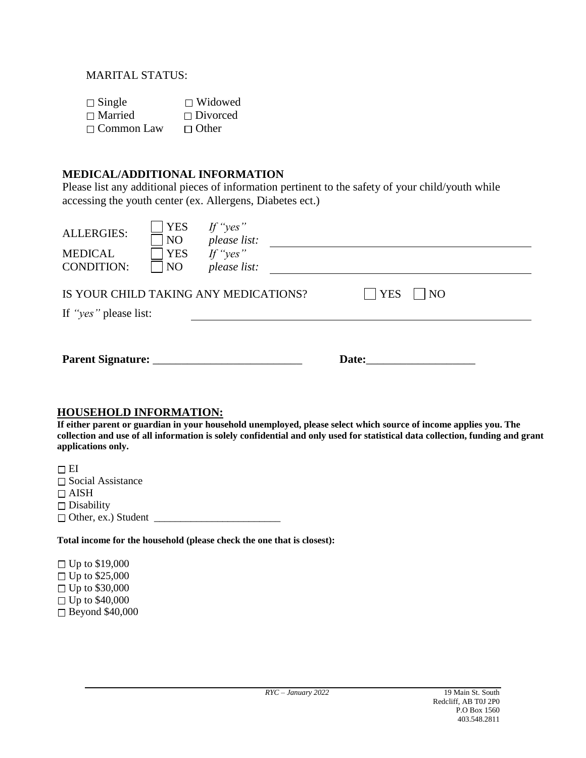MARITAL STATUS:

☐ Single ☐ Widowed
☐ Married ☐ Divorced
☐ Common Law ☐ Other

**MEDICAL/ADDITIONAL INFORMATION**

Please list any additional pieces of information pertinent to the safety of your child/youth while accessing the youth center (ex. Allergens, Diabetes ect.)

ALLERGIES: ☐ YES ☐ NO *If "yes" please list:* ______________________________

MEDICAL CONDITION: ☐ YES ☐ NO *If "yes" please list:* ______________________________

IS YOUR CHILD TAKING ANY MEDICATIONS? ☐ YES ☐ NO

If *"yes"* please list: ______________________________

**Parent Signature:** __________________________ **Date:**___________________

## HOUSEHOLD INFORMATION:

**If either parent or guardian in your household unemployed, please select which source of income applies you. The collection and use of all information is solely confidential and only used for statistical data collection, funding and grant applications only.**

☐ EI
☐ Social Assistance
☐ AISH
☐ Disability
☐ Other, ex.) Student ________________________

**Total income for the household (please check the one that is closest):**

☐ Up to $19,000
☐ Up to $25,000
☐ Up to $30,000
☐ Up to $40,000
☐ Beyond $40,000

*RYC – January 2022*

19 Main St. South
Redcliff, AB T0J 2P0
P.O Box 1560
403.548.2811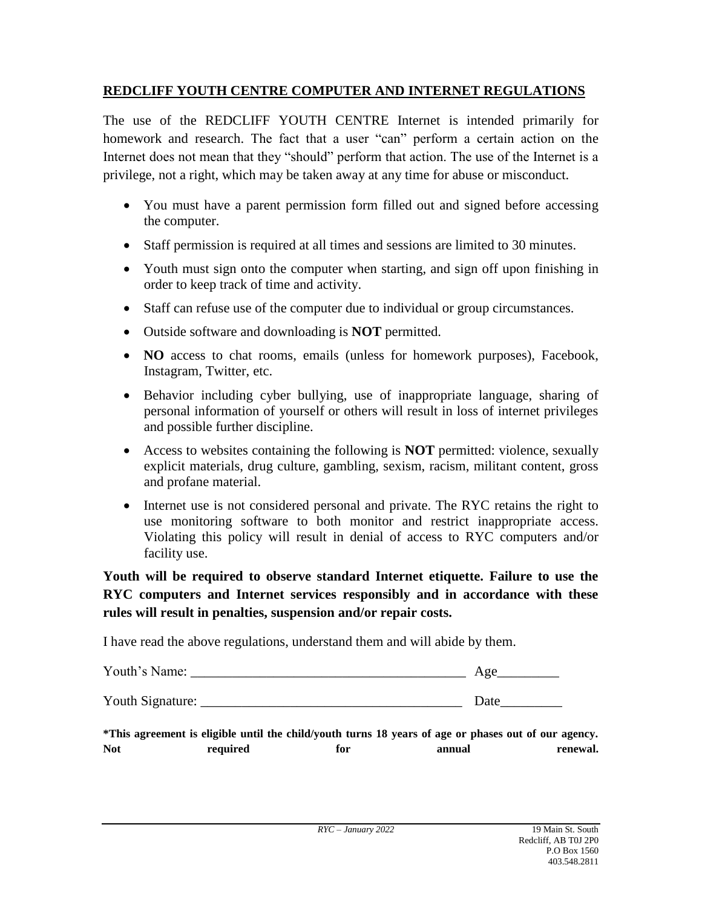## **REDCLIFF YOUTH CENTRE COMPUTER AND INTERNET REGULATIONS**

The use of the REDCLIFF YOUTH CENTRE Internet is intended primarily for homework and research. The fact that a user "can" perform a certain action on the Internet does not mean that they "should" perform that action. The use of the Internet is a privilege, not a right, which may be taken away at any time for abuse or misconduct.

- You must have a parent permission form filled out and signed before accessing the computer.
- Staff permission is required at all times and sessions are limited to 30 minutes.
- Youth must sign onto the computer when starting, and sign off upon finishing in order to keep track of time and activity.
- Staff can refuse use of the computer due to individual or group circumstances.
- Outside software and downloading is **NOT** permitted.
- **NO** access to chat rooms, emails (unless for homework purposes), Facebook, Instagram, Twitter, etc.
- Behavior including cyber bullying, use of inappropriate language, sharing of personal information of yourself or others will result in loss of internet privileges and possible further discipline.
- Access to websites containing the following is **NOT** permitted: violence, sexually explicit materials, drug culture, gambling, sexism, racism, militant content, gross and profane material.
- Internet use is not considered personal and private. The RYC retains the right to use monitoring software to both monitor and restrict inappropriate access. Violating this policy will result in denial of access to RYC computers and/or facility use.

**Youth will be required to observe standard Internet etiquette. Failure to use the RYC computers and Internet services responsibly and in accordance with these rules will result in penalties, suspension and/or repair costs.**

I have read the above regulations, understand them and will abide by them.

Youth's Name: ________________________________________ Age_________

Youth Signature: ______________________________________ Date_________

**\*This agreement is eligible until the child/youth turns 18 years of age or phases out of our agency. Not required for annual renewal.**

*RYC – January 2022*

19 Main St. South
Redcliff, AB T0J 2P0
P.O Box 1560
403.548.2811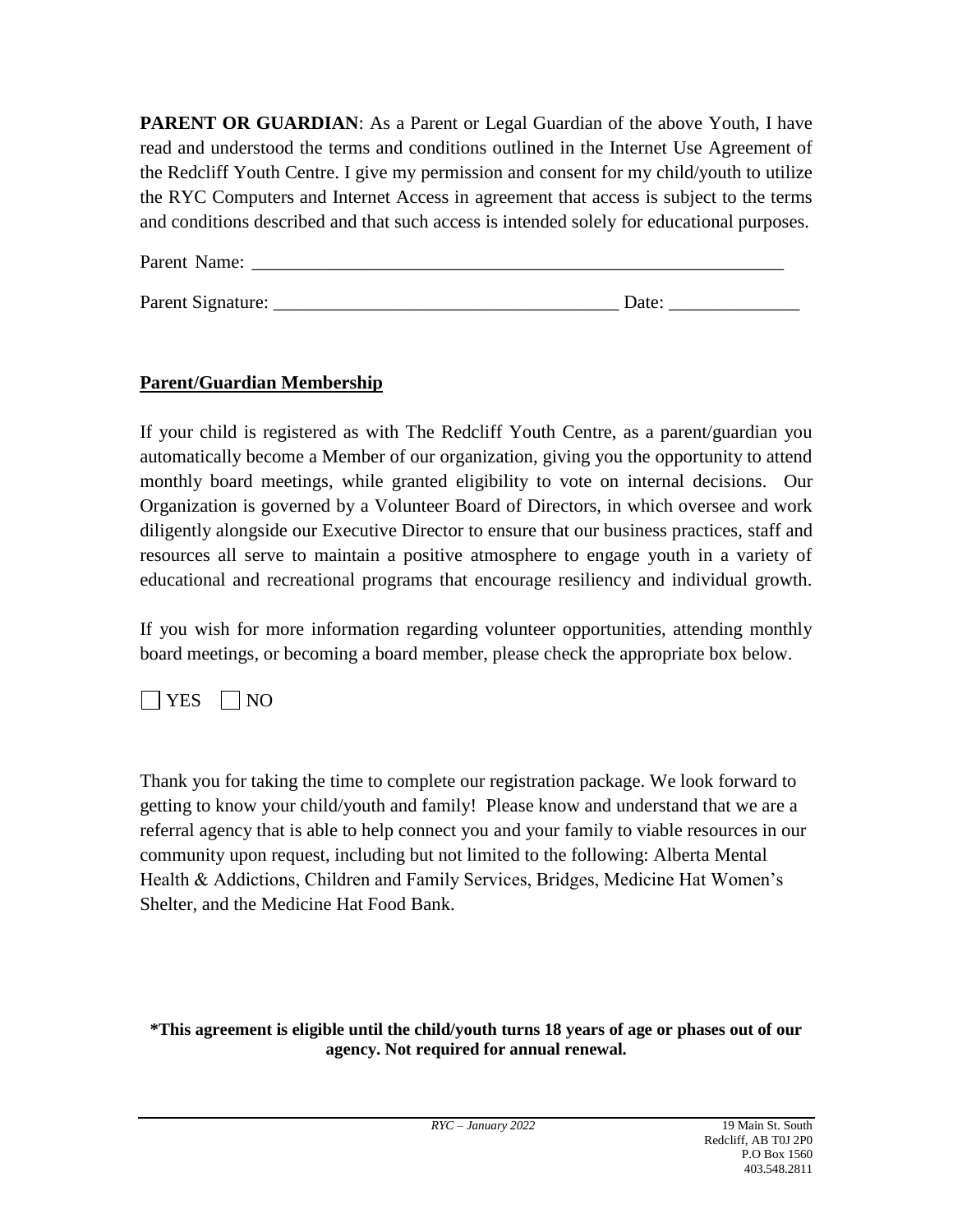**PARENT OR GUARDIAN**: As a Parent or Legal Guardian of the above Youth, I have read and understood the terms and conditions outlined in the Internet Use Agreement of the Redcliff Youth Centre. I give my permission and consent for my child/youth to utilize the RYC Computers and Internet Access in agreement that access is subject to the terms and conditions described and that such access is intended solely for educational purposes.

Parent Name: ___________________________________________________________

Parent Signature: ____________________________________ Date: ______________

**Parent/Guardian Membership**

If your child is registered as with The Redcliff Youth Centre, as a parent/guardian you automatically become a Member of our organization, giving you the opportunity to attend monthly board meetings, while granted eligibility to vote on internal decisions. Our Organization is governed by a Volunteer Board of Directors, in which oversee and work diligently alongside our Executive Director to ensure that our business practices, staff and resources all serve to maintain a positive atmosphere to engage youth in a variety of educational and recreational programs that encourage resiliency and individual growth.

If you wish for more information regarding volunteer opportunities, attending monthly board meetings, or becoming a board member, please check the appropriate box below.

☐ YES ☐ NO

Thank you for taking the time to complete our registration package. We look forward to getting to know your child/youth and family! Please know and understand that we are a referral agency that is able to help connect you and your family to viable resources in our community upon request, including but not limited to the following: Alberta Mental Health & Addictions, Children and Family Services, Bridges, Medicine Hat Women's Shelter, and the Medicine Hat Food Bank.

**\*This agreement is eligible until the child/youth turns 18 years of age or phases out of our agency. Not required for annual renewal.**

*RYC – January 2022*

19 Main St. South
Redcliff, AB T0J 2P0
P.O Box 1560
403.548.2811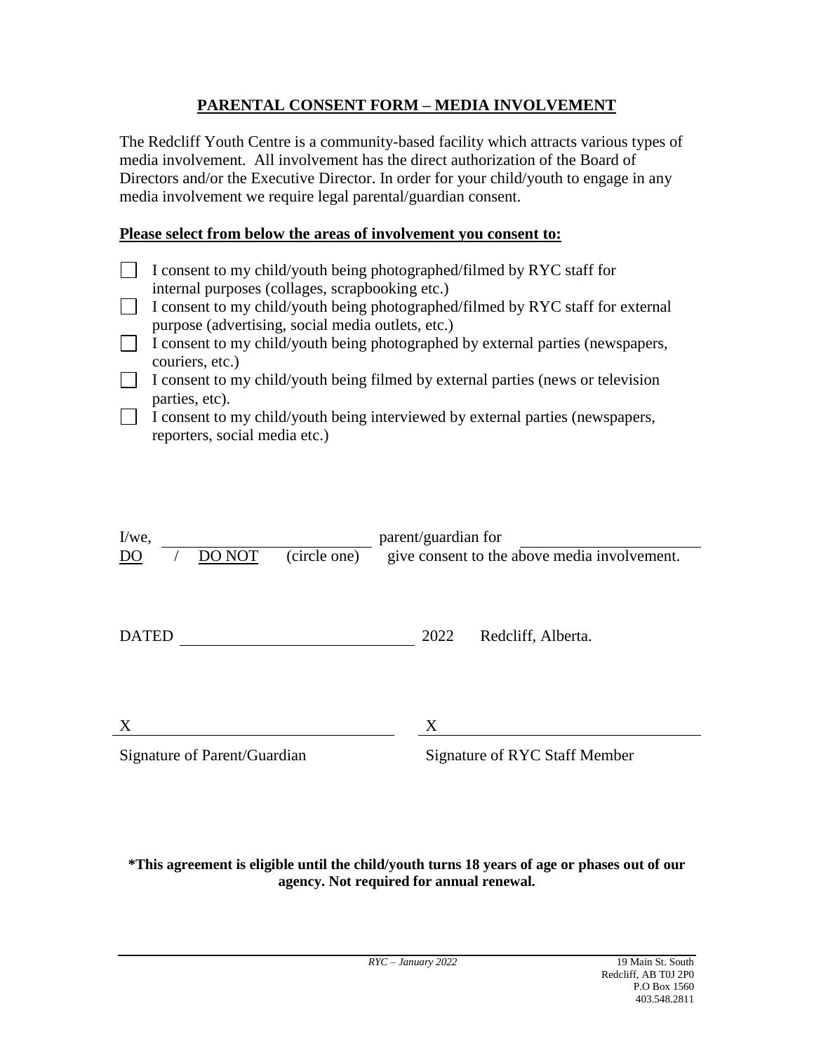## PARENTAL CONSENT FORM – MEDIA INVOLVEMENT

The Redcliff Youth Centre is a community-based facility which attracts various types of media involvement. All involvement has the direct authorization of the Board of Directors and/or the Executive Director. In order for your child/youth to engage in any media involvement we require legal parental/guardian consent.

**Please select from below the areas of involvement you consent to:**

- ☐ I consent to my child/youth being photographed/filmed by RYC staff for internal purposes (collages, scrapbooking etc.)
- ☐ I consent to my child/youth being photographed/filmed by RYC staff for external purpose (advertising, social media outlets, etc.)
- ☐ I consent to my child/youth being photographed by external parties (newspapers, couriers, etc.)
- ☐ I consent to my child/youth being filmed by external parties (news or television parties, etc).
- ☐ I consent to my child/youth being interviewed by external parties (newspapers, reporters, social media etc.)

I/we, ______________________ parent/guardian for ______________________
DO / DO NOT (circle one) give consent to the above media involvement.

DATED ______________________ 2022 Redcliff, Alberta.

X ______________________ X ______________________

Signature of Parent/Guardian Signature of RYC Staff Member

**\*This agreement is eligible until the child/youth turns 18 years of age or phases out of our agency. Not required for annual renewal.**

*RYC – January 2022*

19 Main St. South
Redcliff, AB T0J 2P0
P.O Box 1560
403.548.2811